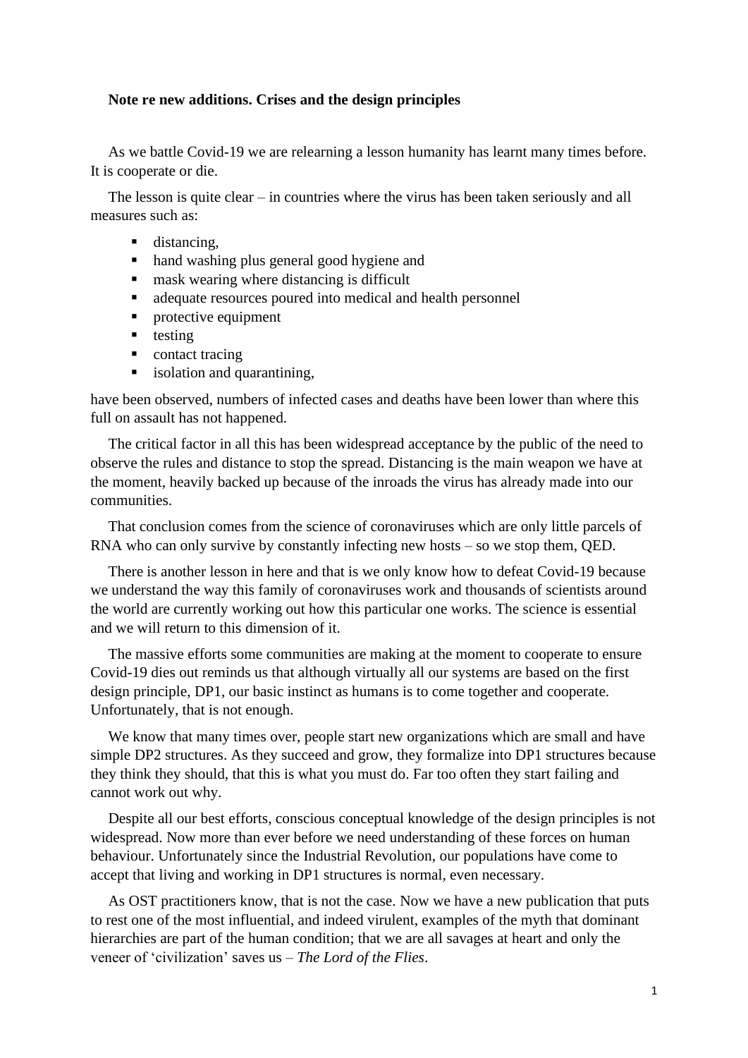**Note re new additions. Crises and the design principles**

As we battle Covid-19 we are relearning a lesson humanity has learnt many times before. It is cooperate or die.

The lesson is quite clear – in countries where the virus has been taken seriously and all measures such as:

- distancing,
- hand washing plus general good hygiene and
- mask wearing where distancing is difficult
- adequate resources poured into medical and health personnel
- protective equipment
- testing
- contact tracing
- isolation and quarantining,

have been observed, numbers of infected cases and deaths have been lower than where this full on assault has not happened.

The critical factor in all this has been widespread acceptance by the public of the need to observe the rules and distance to stop the spread. Distancing is the main weapon we have at the moment, heavily backed up because of the inroads the virus has already made into our communities.

That conclusion comes from the science of coronaviruses which are only little parcels of RNA who can only survive by constantly infecting new hosts – so we stop them, QED.

There is another lesson in here and that is we only know how to defeat Covid-19 because we understand the way this family of coronaviruses work and thousands of scientists around the world are currently working out how this particular one works. The science is essential and we will return to this dimension of it.

The massive efforts some communities are making at the moment to cooperate to ensure Covid-19 dies out reminds us that although virtually all our systems are based on the first design principle, DP1, our basic instinct as humans is to come together and cooperate. Unfortunately, that is not enough.

We know that many times over, people start new organizations which are small and have simple DP2 structures. As they succeed and grow, they formalize into DP1 structures because they think they should, that this is what you must do. Far too often they start failing and cannot work out why.

Despite all our best efforts, conscious conceptual knowledge of the design principles is not widespread. Now more than ever before we need understanding of these forces on human behaviour. Unfortunately since the Industrial Revolution, our populations have come to accept that living and working in DP1 structures is normal, even necessary.

As OST practitioners know, that is not the case. Now we have a new publication that puts to rest one of the most influential, and indeed virulent, examples of the myth that dominant hierarchies are part of the human condition; that we are all savages at heart and only the veneer of 'civilization' saves us – *The Lord of the Flies*.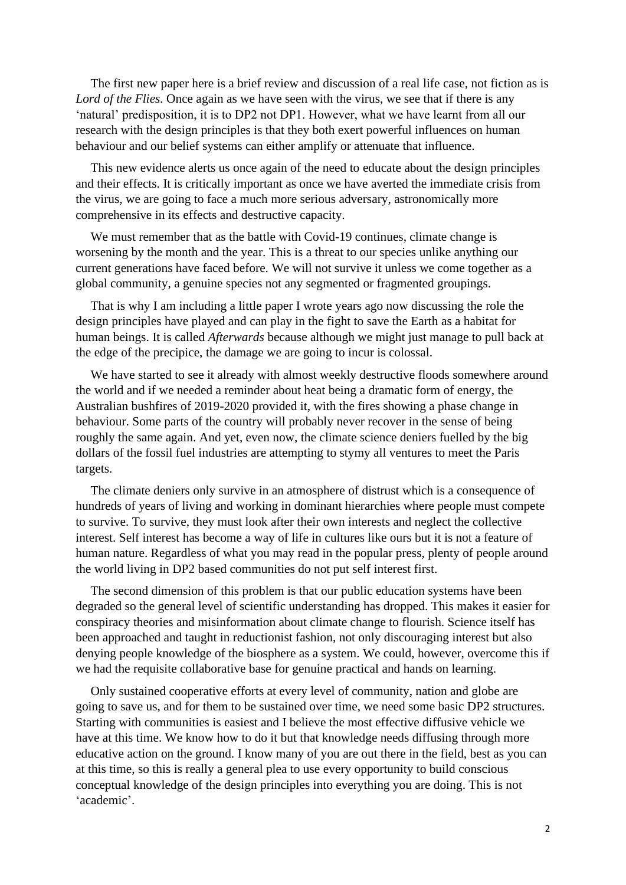The first new paper here is a brief review and discussion of a real life case, not fiction as is *Lord of the Flies*. Once again as we have seen with the virus, we see that if there is any 'natural' predisposition, it is to DP2 not DP1. However, what we have learnt from all our research with the design principles is that they both exert powerful influences on human behaviour and our belief systems can either amplify or attenuate that influence.

This new evidence alerts us once again of the need to educate about the design principles and their effects. It is critically important as once we have averted the immediate crisis from the virus, we are going to face a much more serious adversary, astronomically more comprehensive in its effects and destructive capacity.

We must remember that as the battle with Covid-19 continues, climate change is worsening by the month and the year. This is a threat to our species unlike anything our current generations have faced before. We will not survive it unless we come together as a global community, a genuine species not any segmented or fragmented groupings.

That is why I am including a little paper I wrote years ago now discussing the role the design principles have played and can play in the fight to save the Earth as a habitat for human beings. It is called *Afterwards* because although we might just manage to pull back at the edge of the precipice, the damage we are going to incur is colossal.

We have started to see it already with almost weekly destructive floods somewhere around the world and if we needed a reminder about heat being a dramatic form of energy, the Australian bushfires of 2019-2020 provided it, with the fires showing a phase change in behaviour. Some parts of the country will probably never recover in the sense of being roughly the same again. And yet, even now, the climate science deniers fuelled by the big dollars of the fossil fuel industries are attempting to stymy all ventures to meet the Paris targets.

The climate deniers only survive in an atmosphere of distrust which is a consequence of hundreds of years of living and working in dominant hierarchies where people must compete to survive. To survive, they must look after their own interests and neglect the collective interest. Self interest has become a way of life in cultures like ours but it is not a feature of human nature. Regardless of what you may read in the popular press, plenty of people around the world living in DP2 based communities do not put self interest first.

The second dimension of this problem is that our public education systems have been degraded so the general level of scientific understanding has dropped. This makes it easier for conspiracy theories and misinformation about climate change to flourish. Science itself has been approached and taught in reductionist fashion, not only discouraging interest but also denying people knowledge of the biosphere as a system. We could, however, overcome this if we had the requisite collaborative base for genuine practical and hands on learning.

Only sustained cooperative efforts at every level of community, nation and globe are going to save us, and for them to be sustained over time, we need some basic DP2 structures. Starting with communities is easiest and I believe the most effective diffusive vehicle we have at this time. We know how to do it but that knowledge needs diffusing through more educative action on the ground. I know many of you are out there in the field, best as you can at this time, so this is really a general plea to use every opportunity to build conscious conceptual knowledge of the design principles into everything you are doing. This is not 'academic'.